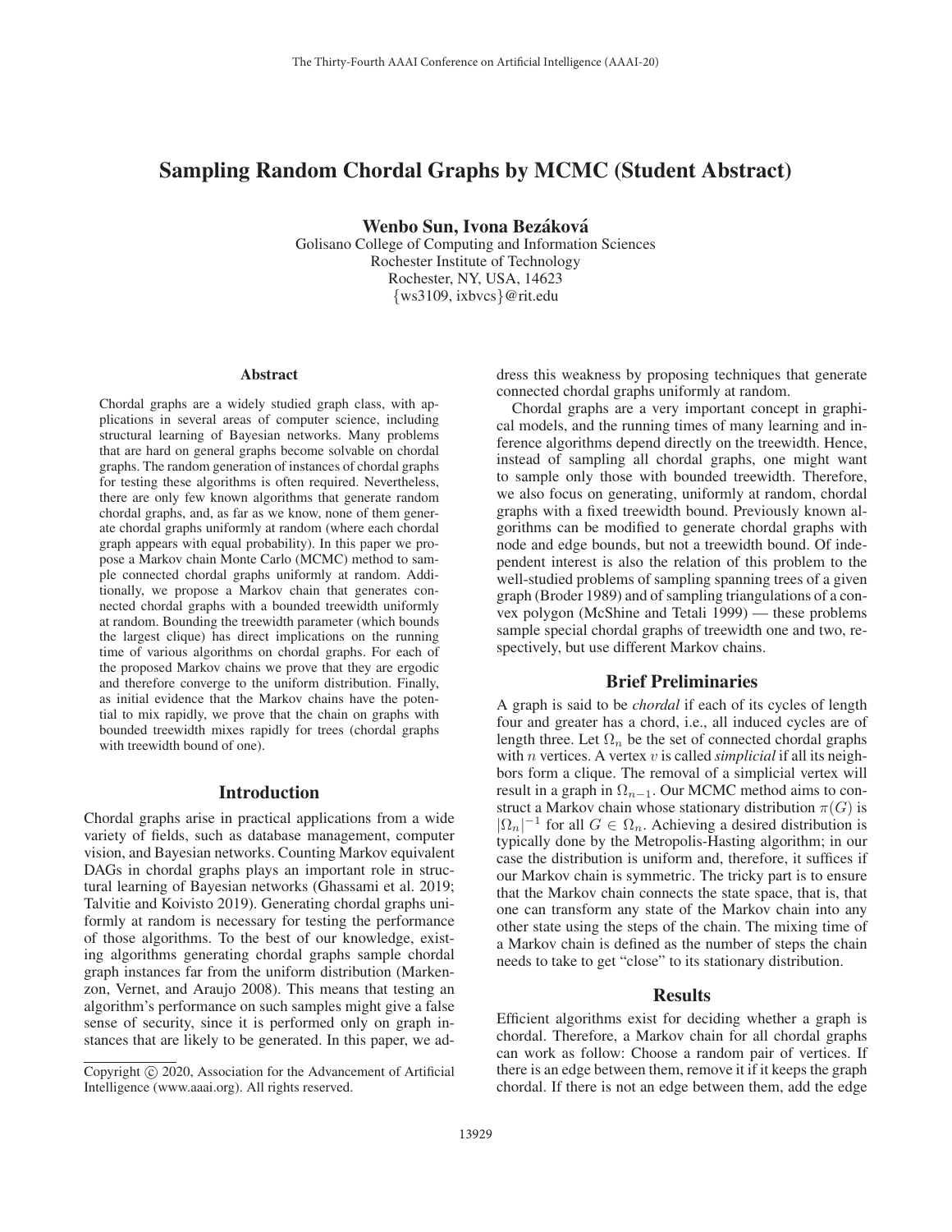# Sampling Random Chordal Graphs by MCMC (Student Abstract)

**Wenbo Sun, Ivona Bezáková**

Golisano College of Computing and Information Sciences
Rochester Institute of Technology
Rochester, NY, USA, 14623
{ws3109, ixbvcs}@rit.edu

## Abstract

Chordal graphs are a widely studied graph class, with applications in several areas of computer science, including structural learning of Bayesian networks. Many problems that are hard on general graphs become solvable on chordal graphs. The random generation of instances of chordal graphs for testing these algorithms is often required. Nevertheless, there are only few known algorithms that generate random chordal graphs, and, as far as we know, none of them generate chordal graphs uniformly at random (where each chordal graph appears with equal probability). In this paper we propose a Markov chain Monte Carlo (MCMC) method to sample connected chordal graphs uniformly at random. Additionally, we propose a Markov chain that generates connected chordal graphs with a bounded treewidth uniformly at random. Bounding the treewidth parameter (which bounds the largest clique) has direct implications on the running time of various algorithms on chordal graphs. For each of the proposed Markov chains we prove that they are ergodic and therefore converge to the uniform distribution. Finally, as initial evidence that the Markov chains have the potential to mix rapidly, we prove that the chain on graphs with bounded treewidth mixes rapidly for trees (chordal graphs with treewidth bound of one).

## Introduction

Chordal graphs arise in practical applications from a wide variety of fields, such as database management, computer vision, and Bayesian networks. Counting Markov equivalent DAGs in chordal graphs plays an important role in structural learning of Bayesian networks (Ghassami et al. 2019; Talvitie and Koivisto 2019). Generating chordal graphs uniformly at random is necessary for testing the performance of those algorithms. To the best of our knowledge, existing algorithms generating chordal graphs sample chordal graph instances far from the uniform distribution (Markenzon, Vernet, and Araujo 2008). This means that testing an algorithm's performance on such samples might give a false sense of security, since it is performed only on graph instances that are likely to be generated. In this paper, we address this weakness by proposing techniques that generate connected chordal graphs uniformly at random.

Chordal graphs are a very important concept in graphical models, and the running times of many learning and inference algorithms depend directly on the treewidth. Hence, instead of sampling all chordal graphs, one might want to sample only those with bounded treewidth. Therefore, we also focus on generating, uniformly at random, chordal graphs with a fixed treewidth bound. Previously known algorithms can be modified to generate chordal graphs with node and edge bounds, but not a treewidth bound. Of independent interest is also the relation of this problem to the well-studied problems of sampling spanning trees of a given graph (Broder 1989) and of sampling triangulations of a convex polygon (McShine and Tetali 1999) — these problems sample special chordal graphs of treewidth one and two, respectively, but use different Markov chains.

## Brief Preliminaries

A graph is said to be *chordal* if each of its cycles of length four and greater has a chord, i.e., all induced cycles are of length three. Let $\Omega_n$ be the set of connected chordal graphs with $n$ vertices. A vertex $v$ is called *simplicial* if all its neighbors form a clique. The removal of a simplicial vertex will result in a graph in $\Omega_{n-1}$. Our MCMC method aims to construct a Markov chain whose stationary distribution $\pi(G)$ is $|\Omega_n|^{-1}$ for all $G \in \Omega_n$. Achieving a desired distribution is typically done by the Metropolis-Hasting algorithm; in our case the distribution is uniform and, therefore, it suffices if our Markov chain is symmetric. The tricky part is to ensure that the Markov chain connects the state space, that is, that one can transform any state of the Markov chain into any other state using the steps of the chain. The mixing time of a Markov chain is defined as the number of steps the chain needs to take to get "close" to its stationary distribution.

## Results

Efficient algorithms exist for deciding whether a graph is chordal. Therefore, a Markov chain for all chordal graphs can work as follow: Choose a random pair of vertices. If there is an edge between them, remove it if it keeps the graph chordal. If there is not an edge between them, add the edge

Copyright © 2020, Association for the Advancement of Artificial Intelligence (www.aaai.org). All rights reserved.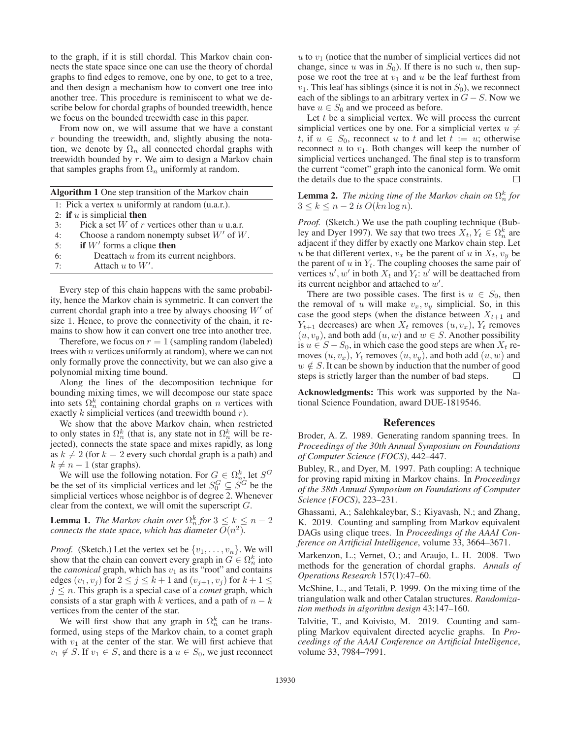to the graph, if it is still chordal. This Markov chain connects the state space since one can use the theory of chordal graphs to find edges to remove, one by one, to get to a tree, and then design a mechanism how to convert one tree into another tree. This procedure is reminiscent to what we describe below for chordal graphs of bounded treewidth, hence we focus on the bounded treewidth case in this paper.

From now on, we will assume that we have a constant $r$ bounding the treewidth, and, slightly abusing the notation, we denote by $\Omega_n$ all connected chordal graphs with treewidth bounded by $r$. We aim to design a Markov chain that samples graphs from $\Omega_n$ uniformly at random.

**Algorithm 1** One step transition of the Markov chain

```
1: Pick a vertex u uniformly at random (u.a.r.).
2: if u is simplicial then
3:     Pick a set W of r vertices other than u u.a.r.
4:     Choose a random nonempty subset W' of W.
5:     if W' forms a clique then
6:         Deattach u from its current neighbors.
7:         Attach u to W'.
```

Every step of this chain happens with the same probability, hence the Markov chain is symmetric. It can convert the current chordal graph into a tree by always choosing $W'$ of size 1. Hence, to prove the connectivity of the chain, it remains to show how it can convert one tree into another tree.

Therefore, we focus on $r = 1$ (sampling random (labeled) trees with $n$ vertices uniformly at random), where we can not only formally prove the connectivity, but we can also give a polynomial mixing time bound.

Along the lines of the decomposition technique for bounding mixing times, we will decompose our state space into sets $\Omega_n^k$ containing chordal graphs on $n$ vertices with exactly $k$ simplicial vertices (and treewidth bound $r$).

We show that the above Markov chain, when restricted to only states in $\Omega_n^k$ (that is, any state not in $\Omega_n^k$ will be rejected), connects the state space and mixes rapidly, as long as $k \neq 2$ (for $k = 2$ every such chordal graph is a path) and $k \neq n - 1$ (star graphs).

We will use the following notation. For $G \in \Omega_n^k$, let $S^G$ be the set of its simplicial vertices and let $S_0^G \subseteq S^G$ be the simplicial vertices whose neighbor is of degree 2. Whenever clear from the context, we will omit the superscript $G$.

**Lemma 1.** *The Markov chain over $\Omega_n^k$ for $3 \leq k \leq n-2$ connects the state space, which has diameter $O(n^2)$.*

*Proof.* (Sketch.) Let the vertex set be $\{v_1, \ldots, v_n\}$. We will show that the chain can convert every graph in $G \in \Omega_n^k$ into the *canonical* graph, which has $v_1$ as its "root" and contains edges $(v_1, v_j)$ for $2 \leq j \leq k+1$ and $(v_{j+1}, v_j)$ for $k+1 \leq j \leq n$. This graph is a special case of a *comet* graph, which consists of a star graph with $k$ vertices, and a path of $n-k$ vertices from the center of the star.

We will first show that any graph in $\Omega_n^k$ can be transformed, using steps of the Markov chain, to a comet graph with $v_1$ at the center of the star. We will first achieve that $v_1 \notin S$. If $v_1 \in S$, and there is a $u \in S_0$, we just reconnect $u$ to $v_1$ (notice that the number of simplicial vertices did not change, since $u$ was in $S_0$). If there is no such $u$, then suppose we root the tree at $v_1$ and $u$ be the leaf furthest from $v_1$. This leaf has siblings (since it is not in $S_0$), we reconnect each of the siblings to an arbitrary vertex in $G - S$. Now we have $u \in S_0$ and we proceed as before.

Let $t$ be a simplicial vertex. We will process the current simplicial vertices one by one. For a simplicial vertex $u \neq t$, if $u \in S_0$, reconnect $u$ to $t$ and let $t := u$; otherwise reconnect $u$ to $v_1$. Both changes will keep the number of simplicial vertices unchanged. The final step is to transform the current "comet" graph into the canonical form. We omit the details due to the space constraints. □

**Lemma 2.** *The mixing time of the Markov chain on $\Omega_n^k$ for $3 \leq k \leq n-2$ is $O(kn \log n)$.*

*Proof.* (Sketch.) We use the path coupling technique (Bubley and Dyer 1997). We say that two trees $X_t, Y_t \in \Omega_n^k$ are adjacent if they differ by exactly one Markov chain step. Let $u$ be that different vertex, $v_x$ be the parent of $u$ in $X_t$, $v_y$ be the parent of $u$ in $Y_t$. The coupling chooses the same pair of vertices $u', w'$ in both $X_t$ and $Y_t$: $u'$ will be deattached from its current neighbor and attached to $w'$.

There are two possible cases. The first is $u \in S_0$, then the removal of $u$ will make $v_x, v_y$ simplicial. So, in this case the good steps (when the distance between $X_{t+1}$ and $Y_{t+1}$ decreases) are when $X_t$ removes $(u, v_x)$, $Y_t$ removes $(u, v_y)$, and both add $(u, w)$ and $w \in S$. Another possibility is $u \in S - S_0$, in which case the good steps are when $X_t$ removes $(u, v_x)$, $Y_t$ removes $(u, v_y)$, and both add $(u, w)$ and $w \notin S$. It can be shown by induction that the number of good steps is strictly larger than the number of bad steps. □

**Acknowledgments:** This work was supported by the National Science Foundation, award DUE-1819546.

## References

Broder, A. Z. 1989. Generating random spanning trees. In *Proceedings of the 30th Annual Symposium on Foundations of Computer Science (FOCS)*, 442–447.

Bubley, R., and Dyer, M. 1997. Path coupling: A technique for proving rapid mixing in Markov chains. In *Proceedings of the 38th Annual Symposium on Foundations of Computer Science (FOCS)*, 223–231.

Ghassami, A.; Salehkaleybar, S.; Kiyavash, N.; and Zhang, K. 2019. Counting and sampling from Markov equivalent DAGs using clique trees. In *Proceedings of the AAAI Conference on Artificial Intelligence*, volume 33, 3664–3671.

Markenzon, L.; Vernet, O.; and Araujo, L. H. 2008. Two methods for the generation of chordal graphs. *Annals of Operations Research* 157(1):47–60.

McShine, L., and Tetali, P. 1999. On the mixing time of the triangulation walk and other Catalan structures. *Randomization methods in algorithm design* 43:147–160.

Talvitie, T., and Koivisto, M. 2019. Counting and sampling Markov equivalent directed acyclic graphs. In *Proceedings of the AAAI Conference on Artificial Intelligence*, volume 33, 7984–7991.